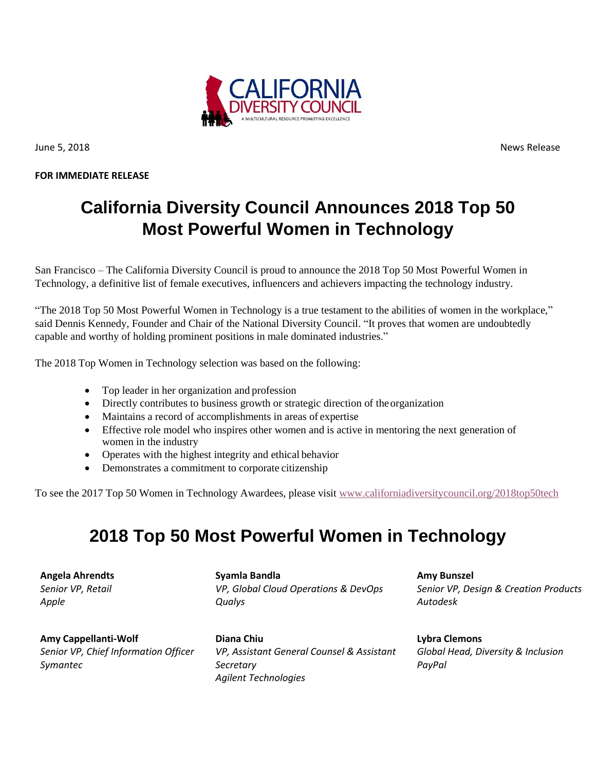June 5, 2018 News Release

**FOR IMMEDIATE RELEASE**

# California Diversity Council Announces 2018 Top 50 Most Powerful Women in Technology

San Francisco – The California Diversity Council is proud to announce the 2018 Top 50 Most Powerful Women in Technology, a definitive list of female executives, influencers and achievers impacting the technology industry.

"The 2018 Top 50 Most Powerful Women in Technology is a true testament to the abilities of women in the workplace," said Dennis Kennedy, Founder and Chair of the National Diversity Council. "It proves that women are undoubtedly capable and worthy of holding prominent positions in male dominated industries."

The 2018 Top Women in Technology selection was based on the following:

- Top leader in her organization and profession
- Directly contributes to business growth or strategic direction of the organization
- Maintains a record of accomplishments in areas of expertise
- Effective role model who inspires other women and is active in mentoring the next generation of women in the industry
- Operates with the highest integrity and ethical behavior
- Demonstrates a commitment to corporate citizenship

To see the 2017 Top 50 Women in Technology Awardees, please visit www.californiadiversitycouncil.org/2018top50tech

## 2018 Top 50 Most Powerful Women in Technology

**Angela Ahrendts**
*Senior VP, Retail*
*Apple*

**Syamla Bandla**
*VP, Global Cloud Operations & DevOps*
*Qualys*

**Amy Bunszel**
*Senior VP, Design & Creation Products*
*Autodesk*

**Amy Cappellanti-Wolf**
*Senior VP, Chief Information Officer*
*Symantec*

**Diana Chiu**
*VP, Assistant General Counsel & Assistant Secretary*
*Agilent Technologies*

**Lybra Clemons**
*Global Head, Diversity & Inclusion*
*PayPal*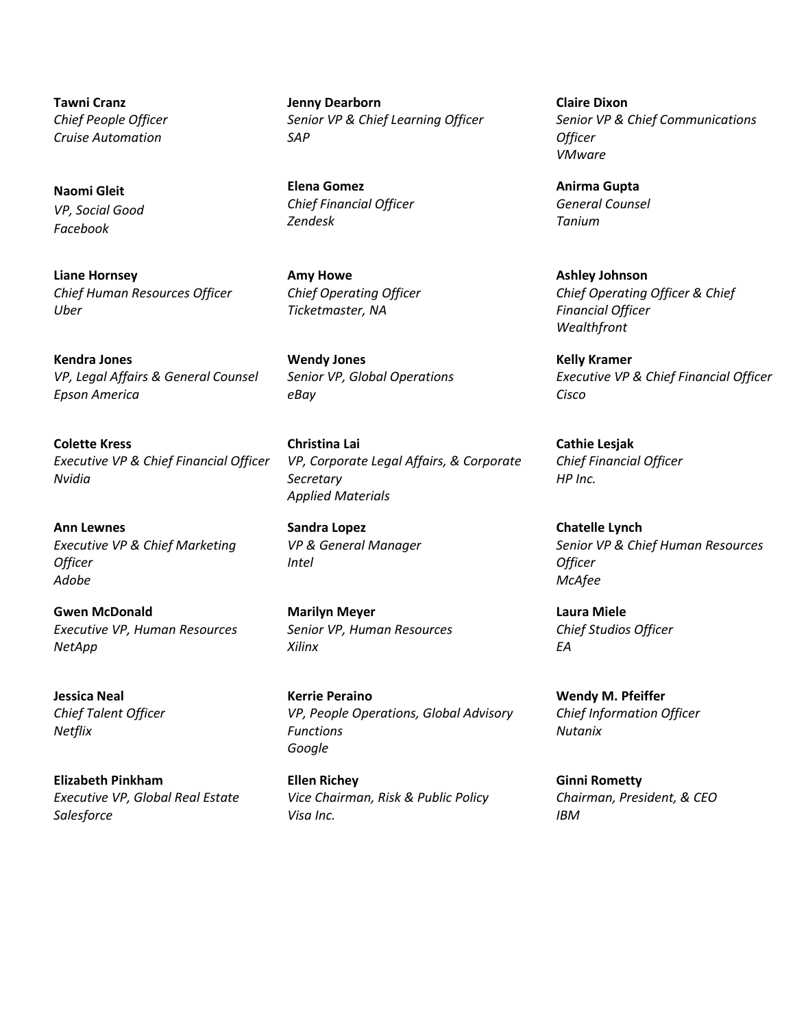**Tawni Cranz**
*Chief People Officer*
*Cruise Automation*

**Jenny Dearborn**
*Senior VP & Chief Learning Officer*
*SAP*

**Claire Dixon**
*Senior VP & Chief Communications Officer*
*VMware*

**Naomi Gleit**
*VP, Social Good*
*Facebook*

**Elena Gomez**
*Chief Financial Officer*
*Zendesk*

**Anirma Gupta**
*General Counsel*
*Tanium*

**Liane Hornsey**
*Chief Human Resources Officer*
*Uber*

**Amy Howe**
*Chief Operating Officer*
*Ticketmaster, NA*

**Ashley Johnson**
*Chief Operating Officer & Chief Financial Officer*
*Wealthfront*

**Kendra Jones**
*VP, Legal Affairs & General Counsel*
*Epson America*

**Wendy Jones**
*Senior VP, Global Operations*
*eBay*

**Kelly Kramer**
*Executive VP & Chief Financial Officer*
*Cisco*

**Colette Kress**
*Executive VP & Chief Financial Officer*
*Nvidia*

**Christina Lai**
*VP, Corporate Legal Affairs, & Corporate Secretary*
*Applied Materials*

**Cathie Lesjak**
*Chief Financial Officer*
*HP Inc.*

**Ann Lewnes**
*Executive VP & Chief Marketing Officer*
*Adobe*

**Sandra Lopez**
*VP & General Manager*
*Intel*

**Chatelle Lynch**
*Senior VP & Chief Human Resources Officer*
*McAfee*

**Gwen McDonald**
*Executive VP, Human Resources*
*NetApp*

**Marilyn Meyer**
*Senior VP, Human Resources*
*Xilinx*

**Laura Miele**
*Chief Studios Officer*
*EA*

**Jessica Neal**
*Chief Talent Officer*
*Netflix*

**Kerrie Peraino**
*VP, People Operations, Global Advisory Functions*
*Google*

**Wendy M. Pfeiffer**
*Chief Information Officer*
*Nutanix*

**Elizabeth Pinkham**
*Executive VP, Global Real Estate*
*Salesforce*

**Ellen Richey**
*Vice Chairman, Risk & Public Policy*
*Visa Inc.*

**Ginni Rometty**
*Chairman, President, & CEO*
*IBM*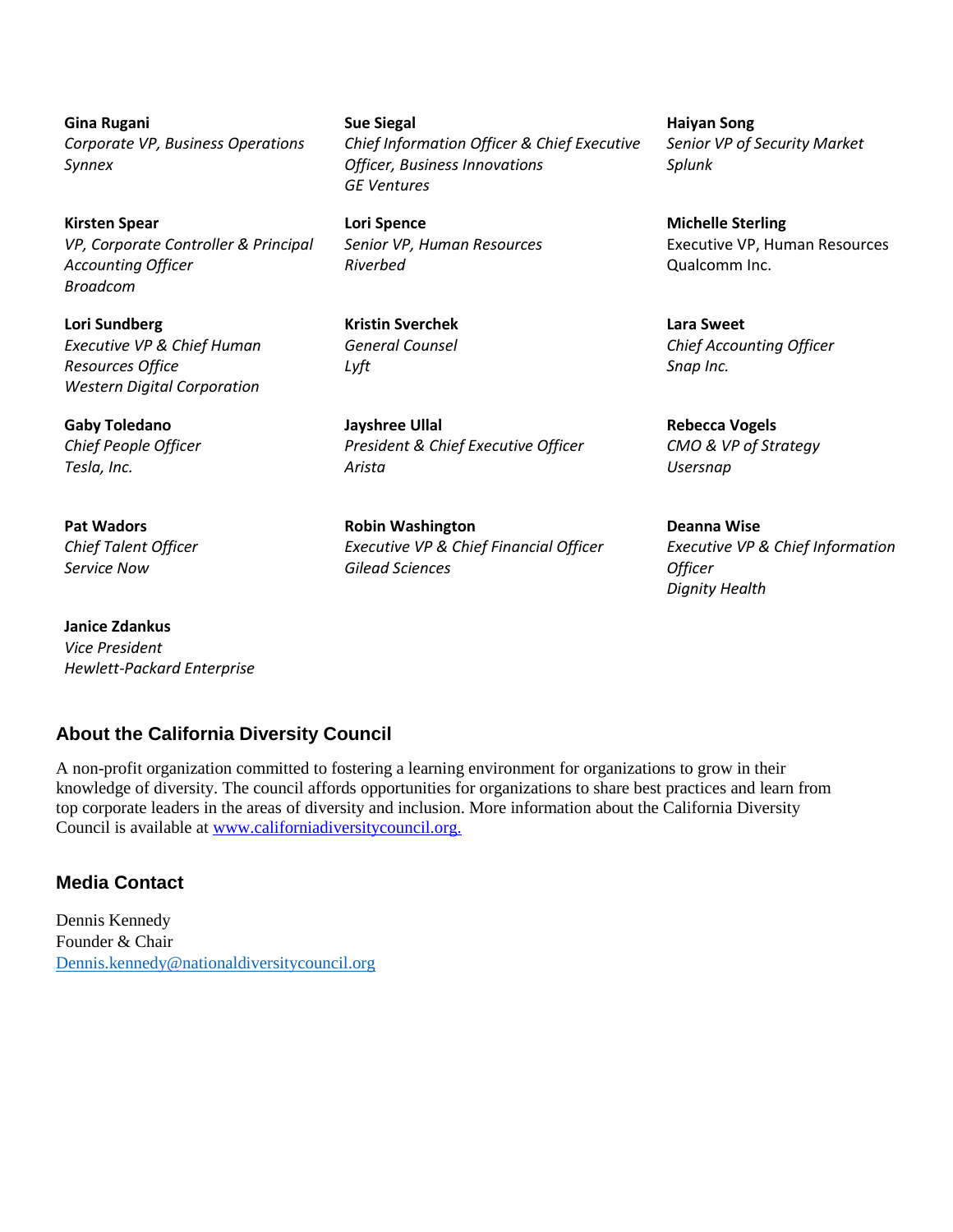**Gina Rugani**
*Corporate VP, Business Operations*
*Synnex*

**Sue Siegal**
*Chief Information Officer & Chief Executive Officer, Business Innovations*
*GE Ventures*

**Haiyan Song**
*Senior VP of Security Market*
*Splunk*

**Kirsten Spear**
*VP, Corporate Controller & Principal Accounting Officer*
*Broadcom*

**Lori Spence**
*Senior VP, Human Resources*
*Riverbed*

**Michelle Sterling**
Executive VP, Human Resources
Qualcomm Inc.

**Lori Sundberg**
*Executive VP & Chief Human Resources Office*
*Western Digital Corporation*

**Kristin Sverchek**
*General Counsel*
*Lyft*

**Lara Sweet**
*Chief Accounting Officer*
*Snap Inc.*

**Gaby Toledano**
*Chief People Officer*
*Tesla, Inc.*

**Jayshree Ullal**
*President & Chief Executive Officer*
*Arista*

**Rebecca Vogels**
*CMO & VP of Strategy*
*Usersnap*

**Pat Wadors**
*Chief Talent Officer*
*Service Now*

**Robin Washington**
*Executive VP & Chief Financial Officer*
*Gilead Sciences*

**Deanna Wise**
*Executive VP & Chief Information Officer*
*Dignity Health*

**Janice Zdankus**
*Vice President*
*Hewlett-Packard Enterprise*

## About the California Diversity Council

A non-profit organization committed to fostering a learning environment for organizations to grow in their knowledge of diversity. The council affords opportunities for organizations to share best practices and learn from top corporate leaders in the areas of diversity and inclusion. More information about the California Diversity Council is available at www.californiadiversitycouncil.org.

## Media Contact

Dennis Kennedy
Founder & Chair
Dennis.kennedy@nationaldiversitycouncil.org